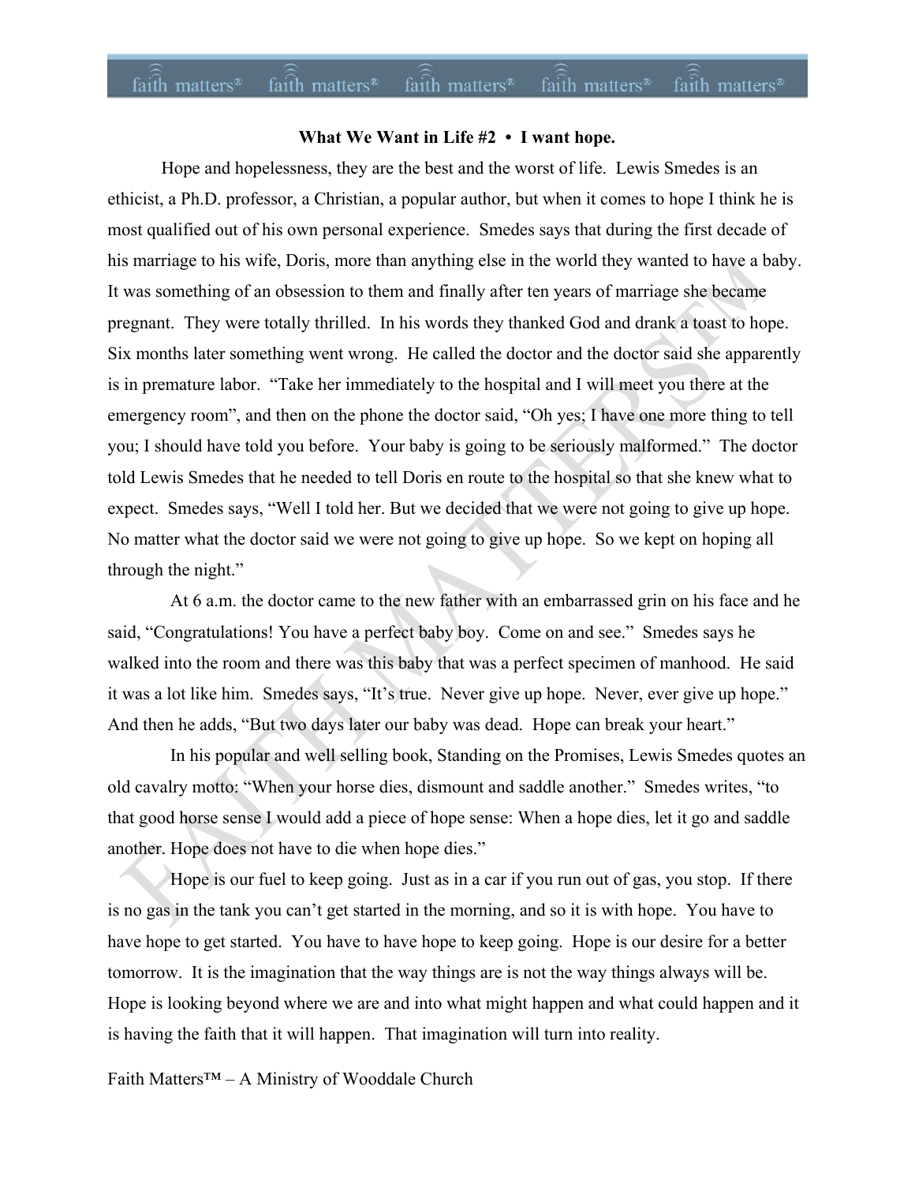**What We Want in Life #2 • I want hope.**

Hope and hopelessness, they are the best and the worst of life. Lewis Smedes is an ethicist, a Ph.D. professor, a Christian, a popular author, but when it comes to hope I think he is most qualified out of his own personal experience. Smedes says that during the first decade of his marriage to his wife, Doris, more than anything else in the world they wanted to have a baby. It was something of an obsession to them and finally after ten years of marriage she became pregnant. They were totally thrilled. In his words they thanked God and drank a toast to hope. Six months later something went wrong. He called the doctor and the doctor said she apparently is in premature labor. "Take her immediately to the hospital and I will meet you there at the emergency room", and then on the phone the doctor said, "Oh yes; I have one more thing to tell you; I should have told you before. Your baby is going to be seriously malformed." The doctor told Lewis Smedes that he needed to tell Doris en route to the hospital so that she knew what to expect. Smedes says, "Well I told her. But we decided that we were not going to give up hope. No matter what the doctor said we were not going to give up hope. So we kept on hoping all through the night."

At 6 a.m. the doctor came to the new father with an embarrassed grin on his face and he said, "Congratulations! You have a perfect baby boy. Come on and see." Smedes says he walked into the room and there was this baby that was a perfect specimen of manhood. He said it was a lot like him. Smedes says, "It's true. Never give up hope. Never, ever give up hope." And then he adds, "But two days later our baby was dead. Hope can break your heart."

In his popular and well selling book, Standing on the Promises, Lewis Smedes quotes an old cavalry motto: "When your horse dies, dismount and saddle another." Smedes writes, "to that good horse sense I would add a piece of hope sense: When a hope dies, let it go and saddle another. Hope does not have to die when hope dies."

Hope is our fuel to keep going. Just as in a car if you run out of gas, you stop. If there is no gas in the tank you can't get started in the morning, and so it is with hope. You have to have hope to get started. You have to have hope to keep going. Hope is our desire for a better tomorrow. It is the imagination that the way things are is not the way things always will be. Hope is looking beyond where we are and into what might happen and what could happen and it is having the faith that it will happen. That imagination will turn into reality.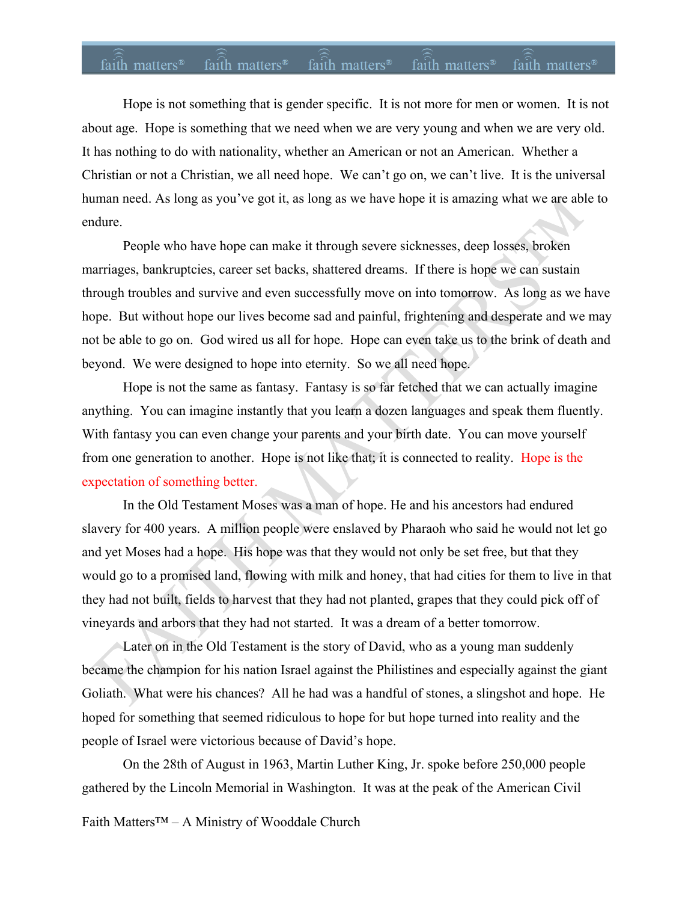Hope is not something that is gender specific. It is not more for men or women. It is not about age. Hope is something that we need when we are very young and when we are very old. It has nothing to do with nationality, whether an American or not an American. Whether a Christian or not a Christian, we all need hope. We can't go on, we can't live. It is the universal human need. As long as you've got it, as long as we have hope it is amazing what we are able to endure.

People who have hope can make it through severe sicknesses, deep losses, broken marriages, bankruptcies, career set backs, shattered dreams. If there is hope we can sustain through troubles and survive and even successfully move on into tomorrow. As long as we have hope. But without hope our lives become sad and painful, frightening and desperate and we may not be able to go on. God wired us all for hope. Hope can even take us to the brink of death and beyond. We were designed to hope into eternity. So we all need hope.

Hope is not the same as fantasy. Fantasy is so far fetched that we can actually imagine anything. You can imagine instantly that you learn a dozen languages and speak them fluently. With fantasy you can even change your parents and your birth date. You can move yourself from one generation to another. Hope is not like that; it is connected to reality. Hope is the expectation of something better.

In the Old Testament Moses was a man of hope. He and his ancestors had endured slavery for 400 years. A million people were enslaved by Pharaoh who said he would not let go and yet Moses had a hope. His hope was that they would not only be set free, but that they would go to a promised land, flowing with milk and honey, that had cities for them to live in that they had not built, fields to harvest that they had not planted, grapes that they could pick off of vineyards and arbors that they had not started. It was a dream of a better tomorrow.

Later on in the Old Testament is the story of David, who as a young man suddenly became the champion for his nation Israel against the Philistines and especially against the giant Goliath. What were his chances? All he had was a handful of stones, a slingshot and hope. He hoped for something that seemed ridiculous to hope for but hope turned into reality and the people of Israel were victorious because of David's hope.

On the 28th of August in 1963, Martin Luther King, Jr. spoke before 250,000 people gathered by the Lincoln Memorial in Washington. It was at the peak of the American Civil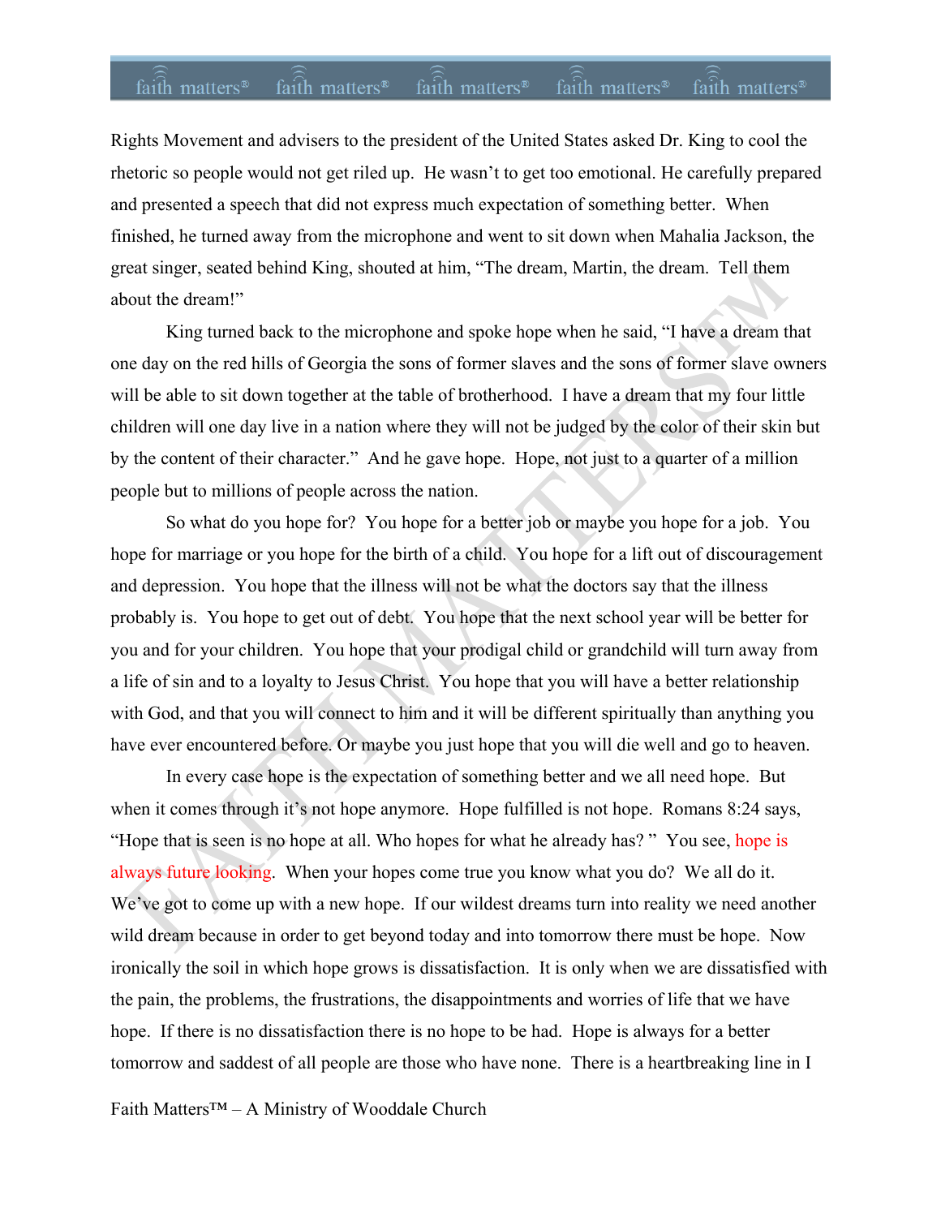Rights Movement and advisers to the president of the United States asked Dr. King to cool the rhetoric so people would not get riled up. He wasn't to get too emotional. He carefully prepared and presented a speech that did not express much expectation of something better. When finished, he turned away from the microphone and went to sit down when Mahalia Jackson, the great singer, seated behind King, shouted at him, "The dream, Martin, the dream. Tell them about the dream!"

King turned back to the microphone and spoke hope when he said, "I have a dream that one day on the red hills of Georgia the sons of former slaves and the sons of former slave owners will be able to sit down together at the table of brotherhood. I have a dream that my four little children will one day live in a nation where they will not be judged by the color of their skin but by the content of their character." And he gave hope. Hope, not just to a quarter of a million people but to millions of people across the nation.

So what do you hope for? You hope for a better job or maybe you hope for a job. You hope for marriage or you hope for the birth of a child. You hope for a lift out of discouragement and depression. You hope that the illness will not be what the doctors say that the illness probably is. You hope to get out of debt. You hope that the next school year will be better for you and for your children. You hope that your prodigal child or grandchild will turn away from a life of sin and to a loyalty to Jesus Christ. You hope that you will have a better relationship with God, and that you will connect to him and it will be different spiritually than anything you have ever encountered before. Or maybe you just hope that you will die well and go to heaven.

In every case hope is the expectation of something better and we all need hope. But when it comes through it's not hope anymore. Hope fulfilled is not hope. Romans 8:24 says, "Hope that is seen is no hope at all. Who hopes for what he already has? " You see, hope is always future looking. When your hopes come true you know what you do? We all do it. We've got to come up with a new hope. If our wildest dreams turn into reality we need another wild dream because in order to get beyond today and into tomorrow there must be hope. Now ironically the soil in which hope grows is dissatisfaction. It is only when we are dissatisfied with the pain, the problems, the frustrations, the disappointments and worries of life that we have hope. If there is no dissatisfaction there is no hope to be had. Hope is always for a better tomorrow and saddest of all people are those who have none. There is a heartbreaking line in I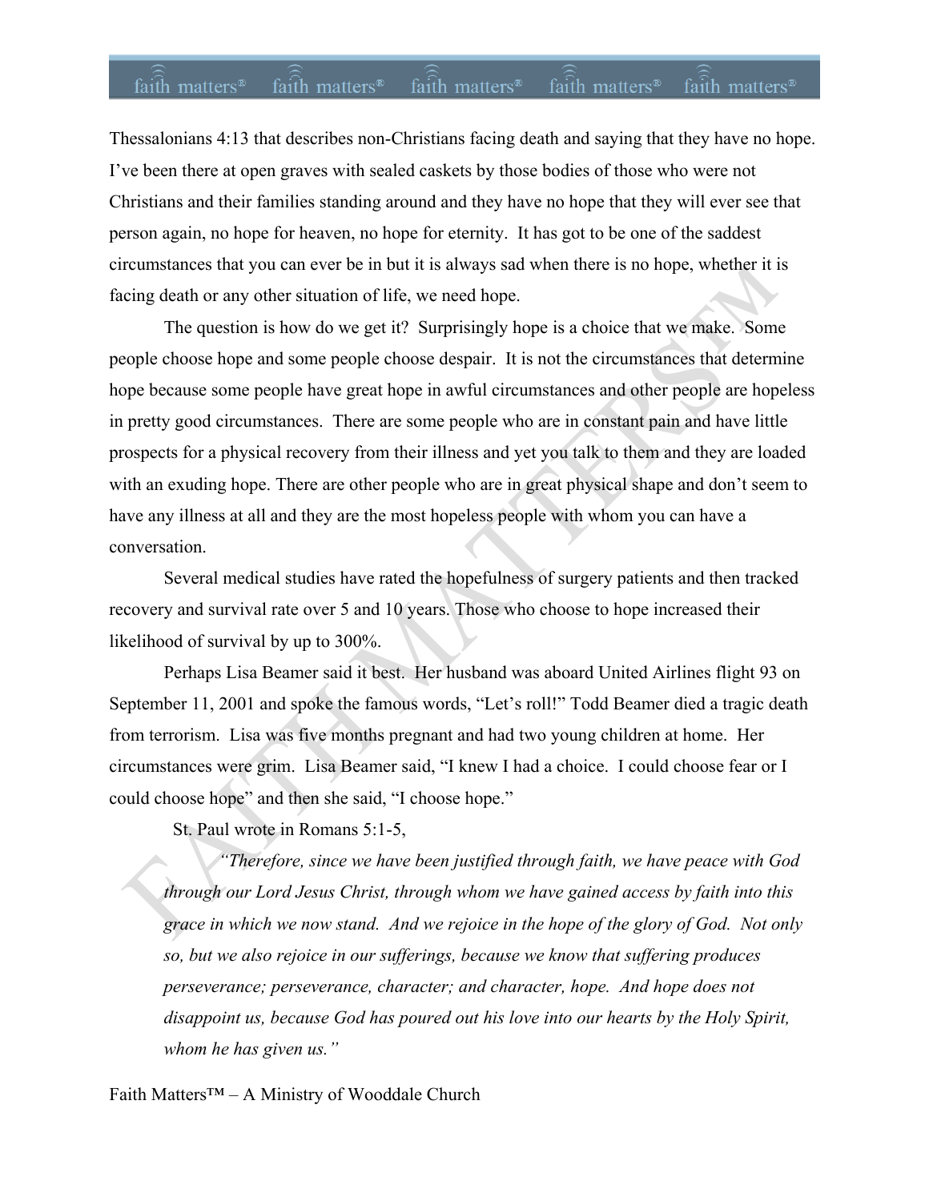Thessalonians 4:13 that describes non-Christians facing death and saying that they have no hope. I've been there at open graves with sealed caskets by those bodies of those who were not Christians and their families standing around and they have no hope that they will ever see that person again, no hope for heaven, no hope for eternity. It has got to be one of the saddest circumstances that you can ever be in but it is always sad when there is no hope, whether it is facing death or any other situation of life, we need hope.

The question is how do we get it? Surprisingly hope is a choice that we make. Some people choose hope and some people choose despair. It is not the circumstances that determine hope because some people have great hope in awful circumstances and other people are hopeless in pretty good circumstances. There are some people who are in constant pain and have little prospects for a physical recovery from their illness and yet you talk to them and they are loaded with an exuding hope. There are other people who are in great physical shape and don't seem to have any illness at all and they are the most hopeless people with whom you can have a conversation.

Several medical studies have rated the hopefulness of surgery patients and then tracked recovery and survival rate over 5 and 10 years. Those who choose to hope increased their likelihood of survival by up to 300%.

Perhaps Lisa Beamer said it best. Her husband was aboard United Airlines flight 93 on September 11, 2001 and spoke the famous words, "Let's roll!" Todd Beamer died a tragic death from terrorism. Lisa was five months pregnant and had two young children at home. Her circumstances were grim. Lisa Beamer said, "I knew I had a choice. I could choose fear or I could choose hope" and then she said, "I choose hope."

St. Paul wrote in Romans 5:1-5,

> *"Therefore, since we have been justified through faith, we have peace with God through our Lord Jesus Christ, through whom we have gained access by faith into this grace in which we now stand. And we rejoice in the hope of the glory of God. Not only so, but we also rejoice in our sufferings, because we know that suffering produces perseverance; perseverance, character; and character, hope. And hope does not disappoint us, because God has poured out his love into our hearts by the Holy Spirit, whom he has given us."*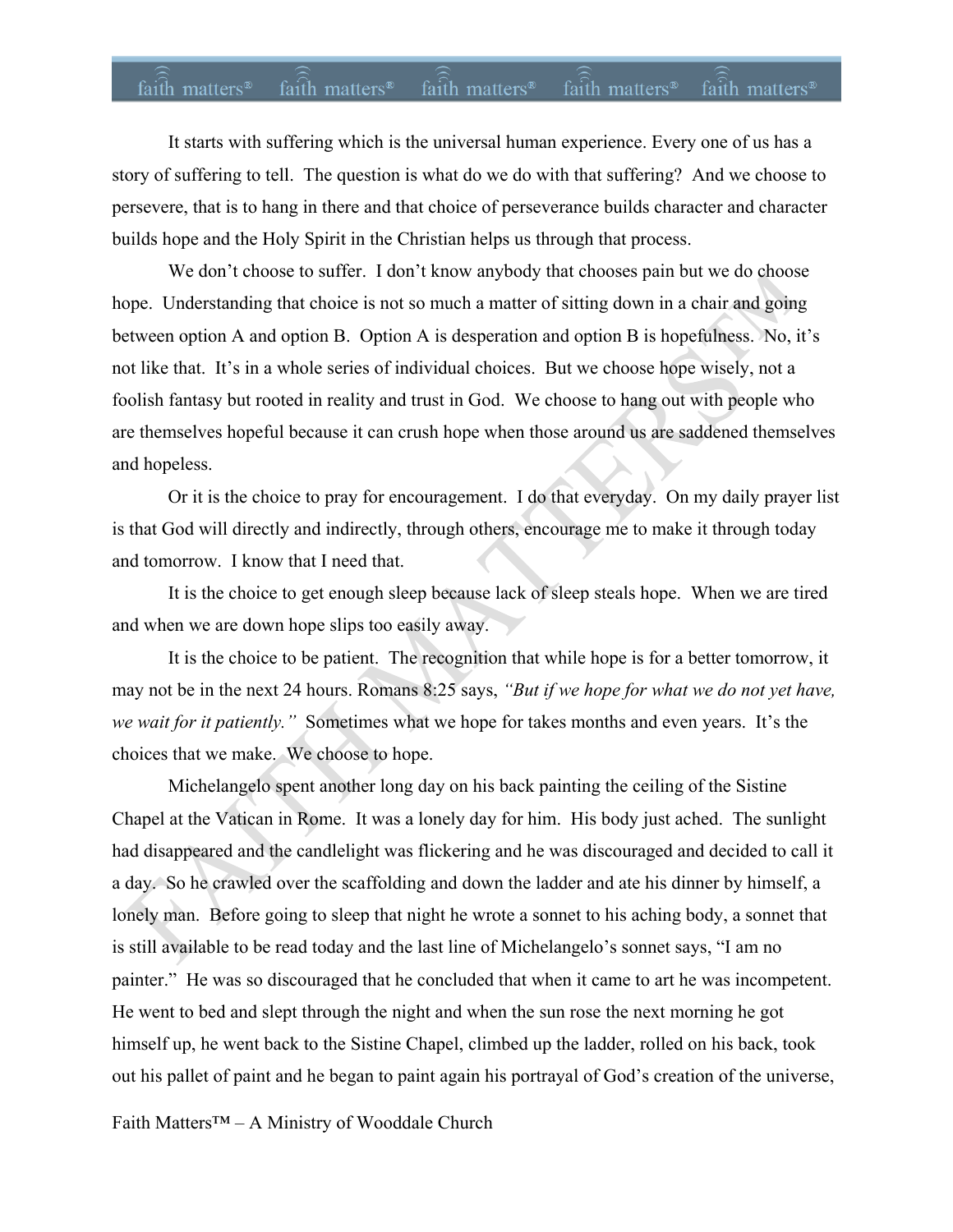It starts with suffering which is the universal human experience. Every one of us has a story of suffering to tell. The question is what do we do with that suffering? And we choose to persevere, that is to hang in there and that choice of perseverance builds character and character builds hope and the Holy Spirit in the Christian helps us through that process.

We don't choose to suffer. I don't know anybody that chooses pain but we do choose hope. Understanding that choice is not so much a matter of sitting down in a chair and going between option A and option B. Option A is desperation and option B is hopefulness. No, it's not like that. It's in a whole series of individual choices. But we choose hope wisely, not a foolish fantasy but rooted in reality and trust in God. We choose to hang out with people who are themselves hopeful because it can crush hope when those around us are saddened themselves and hopeless.

Or it is the choice to pray for encouragement. I do that everyday. On my daily prayer list is that God will directly and indirectly, through others, encourage me to make it through today and tomorrow. I know that I need that.

It is the choice to get enough sleep because lack of sleep steals hope. When we are tired and when we are down hope slips too easily away.

It is the choice to be patient. The recognition that while hope is for a better tomorrow, it may not be in the next 24 hours. Romans 8:25 says, *"But if we hope for what we do not yet have, we wait for it patiently."* Sometimes what we hope for takes months and even years. It's the choices that we make. We choose to hope.

Michelangelo spent another long day on his back painting the ceiling of the Sistine Chapel at the Vatican in Rome. It was a lonely day for him. His body just ached. The sunlight had disappeared and the candlelight was flickering and he was discouraged and decided to call it a day. So he crawled over the scaffolding and down the ladder and ate his dinner by himself, a lonely man. Before going to sleep that night he wrote a sonnet to his aching body, a sonnet that is still available to be read today and the last line of Michelangelo's sonnet says, "I am no painter." He was so discouraged that he concluded that when it came to art he was incompetent. He went to bed and slept through the night and when the sun rose the next morning he got himself up, he went back to the Sistine Chapel, climbed up the ladder, rolled on his back, took out his pallet of paint and he began to paint again his portrayal of God's creation of the universe,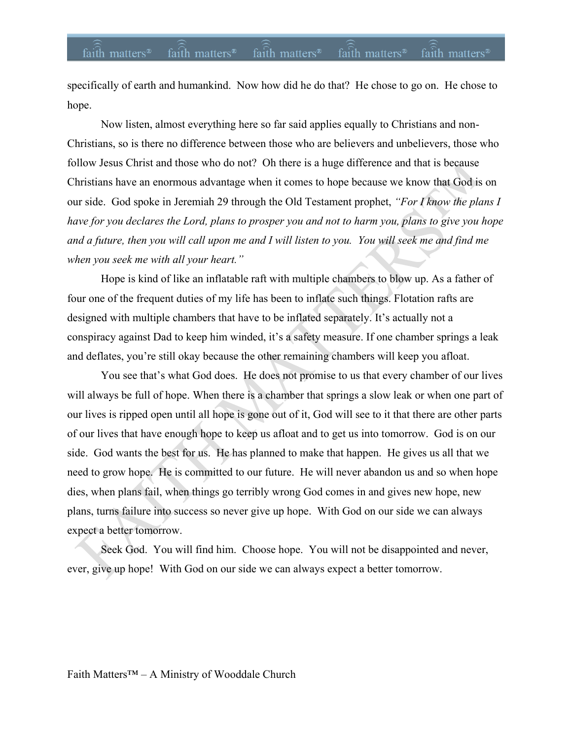specifically of earth and humankind. Now how did he do that? He chose to go on. He chose to hope.

Now listen, almost everything here so far said applies equally to Christians and non-Christians, so is there no difference between those who are believers and unbelievers, those who follow Jesus Christ and those who do not? Oh there is a huge difference and that is because Christians have an enormous advantage when it comes to hope because we know that God is on our side. God spoke in Jeremiah 29 through the Old Testament prophet, *"For I know the plans I have for you declares the Lord, plans to prosper you and not to harm you, plans to give you hope and a future, then you will call upon me and I will listen to you. You will seek me and find me when you seek me with all your heart."*

Hope is kind of like an inflatable raft with multiple chambers to blow up. As a father of four one of the frequent duties of my life has been to inflate such things. Flotation rafts are designed with multiple chambers that have to be inflated separately. It's actually not a conspiracy against Dad to keep him winded, it's a safety measure. If one chamber springs a leak and deflates, you're still okay because the other remaining chambers will keep you afloat.

You see that's what God does. He does not promise to us that every chamber of our lives will always be full of hope. When there is a chamber that springs a slow leak or when one part of our lives is ripped open until all hope is gone out of it, God will see to it that there are other parts of our lives that have enough hope to keep us afloat and to get us into tomorrow. God is on our side. God wants the best for us. He has planned to make that happen. He gives us all that we need to grow hope. He is committed to our future. He will never abandon us and so when hope dies, when plans fail, when things go terribly wrong God comes in and gives new hope, new plans, turns failure into success so never give up hope. With God on our side we can always expect a better tomorrow.

Seek God. You will find him. Choose hope. You will not be disappointed and never, ever, give up hope! With God on our side we can always expect a better tomorrow.